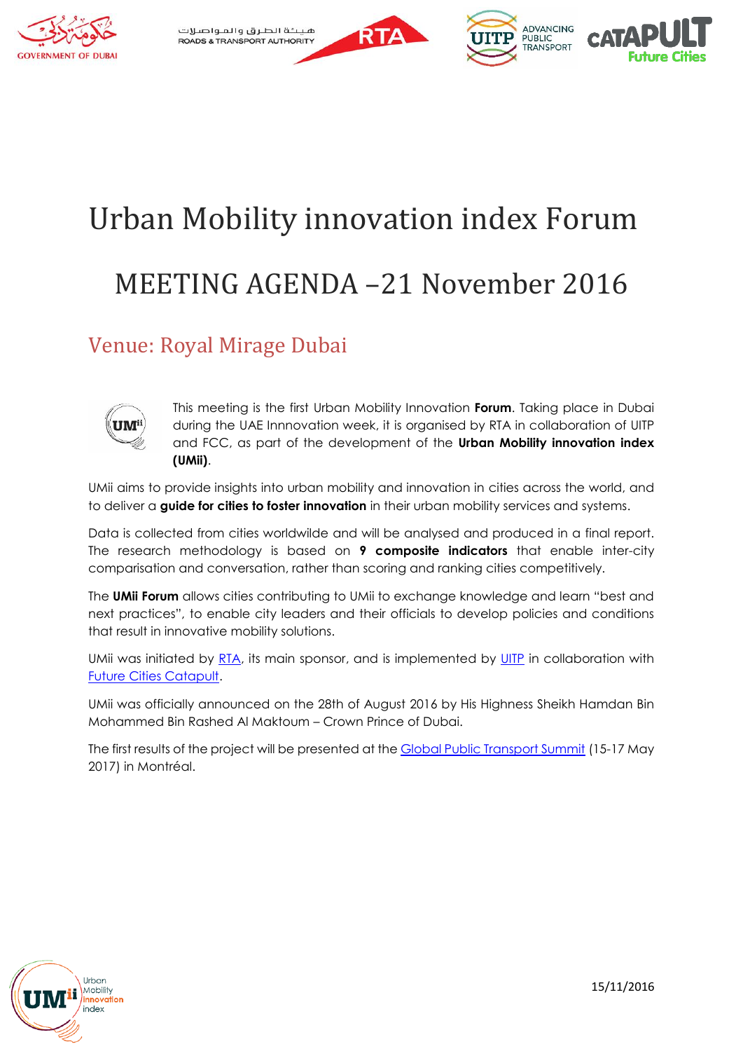# Urban Mobility innovation index Forum

# MEETING AGENDA –21 November 2016

## Venue: Royal Mirage Dubai

This meeting is the first Urban Mobility Innovation **Forum**. Taking place in Dubai during the UAE Innnovation week, it is organised by RTA in collaboration of UITP and FCC, as part of the development of the **Urban Mobility innovation index (UMii)**.

UMii aims to provide insights into urban mobility and innovation in cities across the world, and to deliver a **guide for cities to foster innovation** in their urban mobility services and systems.

Data is collected from cities worldwilde and will be analysed and produced in a final report. The research methodology is based on **9 composite indicators** that enable inter-city comparisation and conversation, rather than scoring and ranking cities competitively.

The **UMii Forum** allows cities contributing to UMii to exchange knowledge and learn "best and next practices", to enable city leaders and their officials to develop policies and conditions that result in innovative mobility solutions.

UMii was initiated by RTA, its main sponsor, and is implemented by UITP in collaboration with Future Cities Catapult.

UMii was officially announced on the 28th of August 2016 by His Highness Sheikh Hamdan Bin Mohammed Bin Rashed Al Maktoum – Crown Prince of Dubai.

The first results of the project will be presented at the Global Public Transport Summit (15-17 May 2017) in Montréal.

15/11/2016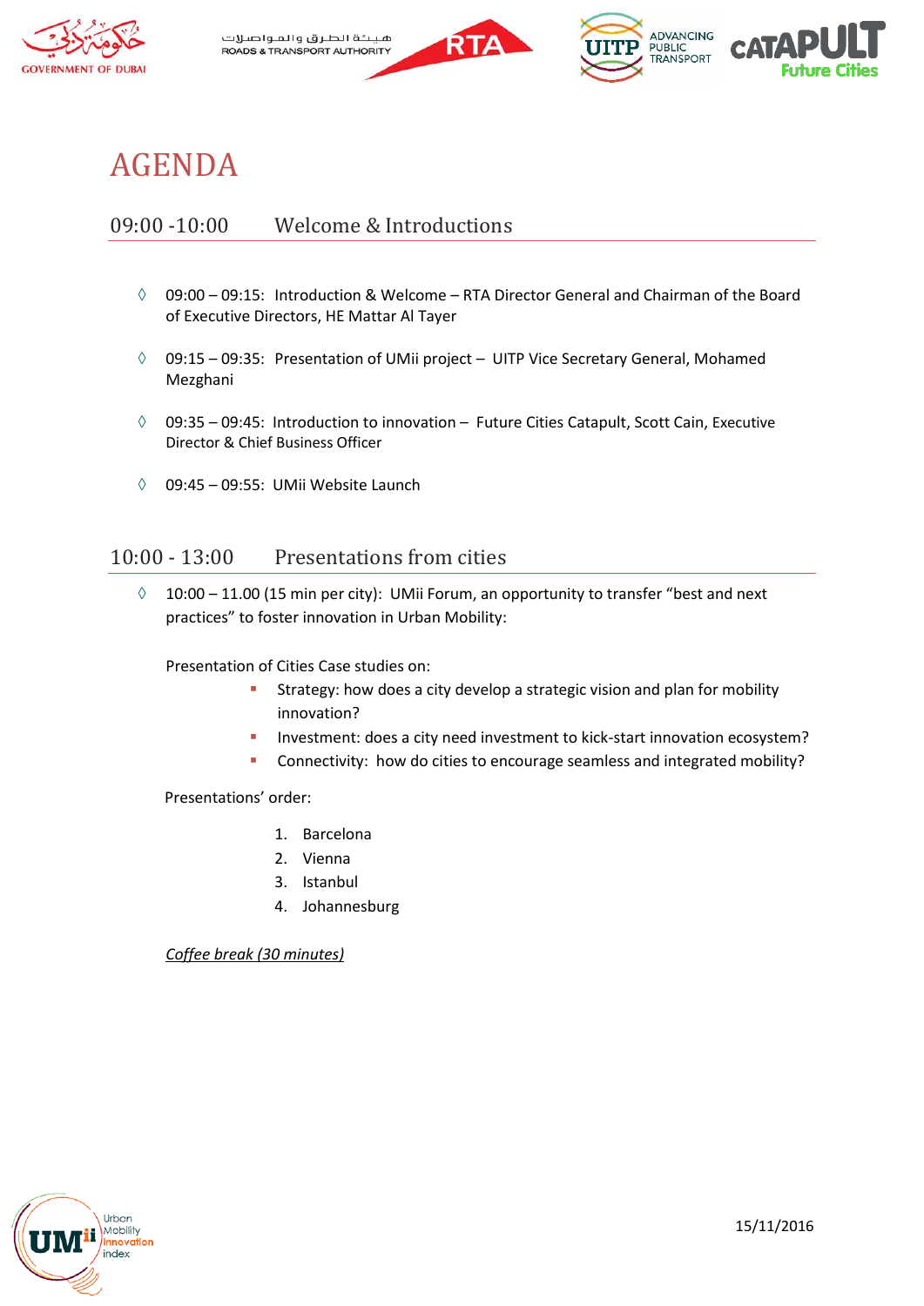# AGENDA

## 09:00 -10:00 Welcome & Introductions

- 09:00 – 09:15: Introduction & Welcome – RTA Director General and Chairman of the Board of Executive Directors, HE Mattar Al Tayer
- 09:15 – 09:35: Presentation of UMii project – UITP Vice Secretary General, Mohamed Mezghani
- 09:35 – 09:45: Introduction to innovation – Future Cities Catapult, Scott Cain, Executive Director & Chief Business Officer
- 09:45 – 09:55: UMii Website Launch

## 10:00 - 13:00 Presentations from cities

- 10:00 – 11.00 (15 min per city): UMii Forum, an opportunity to transfer "best and next practices" to foster innovation in Urban Mobility:

  Presentation of Cities Case studies on:

  - Strategy: how does a city develop a strategic vision and plan for mobility innovation?
  - Investment: does a city need investment to kick-start innovation ecosystem?
  - Connectivity: how do cities to encourage seamless and integrated mobility?

  Presentations' order:

  1. Barcelona
  2. Vienna
  3. Istanbul
  4. Johannesburg

  *Coffee break (30 minutes)*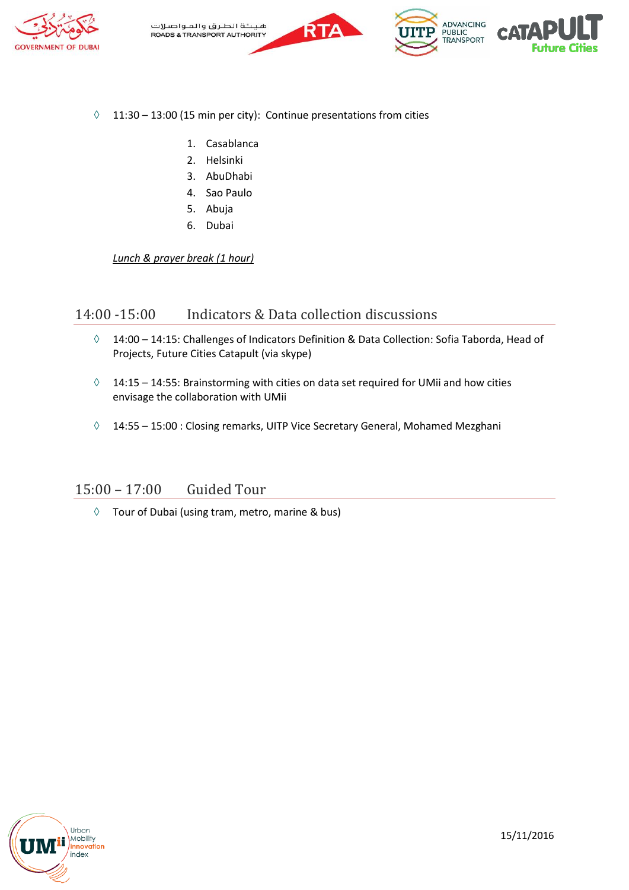- ◊ 11:30 – 13:00 (15 min per city): Continue presentations from cities

    1. Casablanca
    2. Helsinki
    3. AbuDhabi
    4. Sao Paulo
    5. Abuja
    6. Dubai

  *Lunch & prayer break (1 hour)*

## 14:00 -15:00 Indicators & Data collection discussions

- ◊ 14:00 – 14:15: Challenges of Indicators Definition & Data Collection: Sofia Taborda, Head of Projects, Future Cities Catapult (via skype)
- ◊ 14:15 – 14:55: Brainstorming with cities on data set required for UMii and how cities envisage the collaboration with UMii
- ◊ 14:55 – 15:00 : Closing remarks, UITP Vice Secretary General, Mohamed Mezghani

## 15:00 – 17:00 Guided Tour

- ◊ Tour of Dubai (using tram, metro, marine & bus)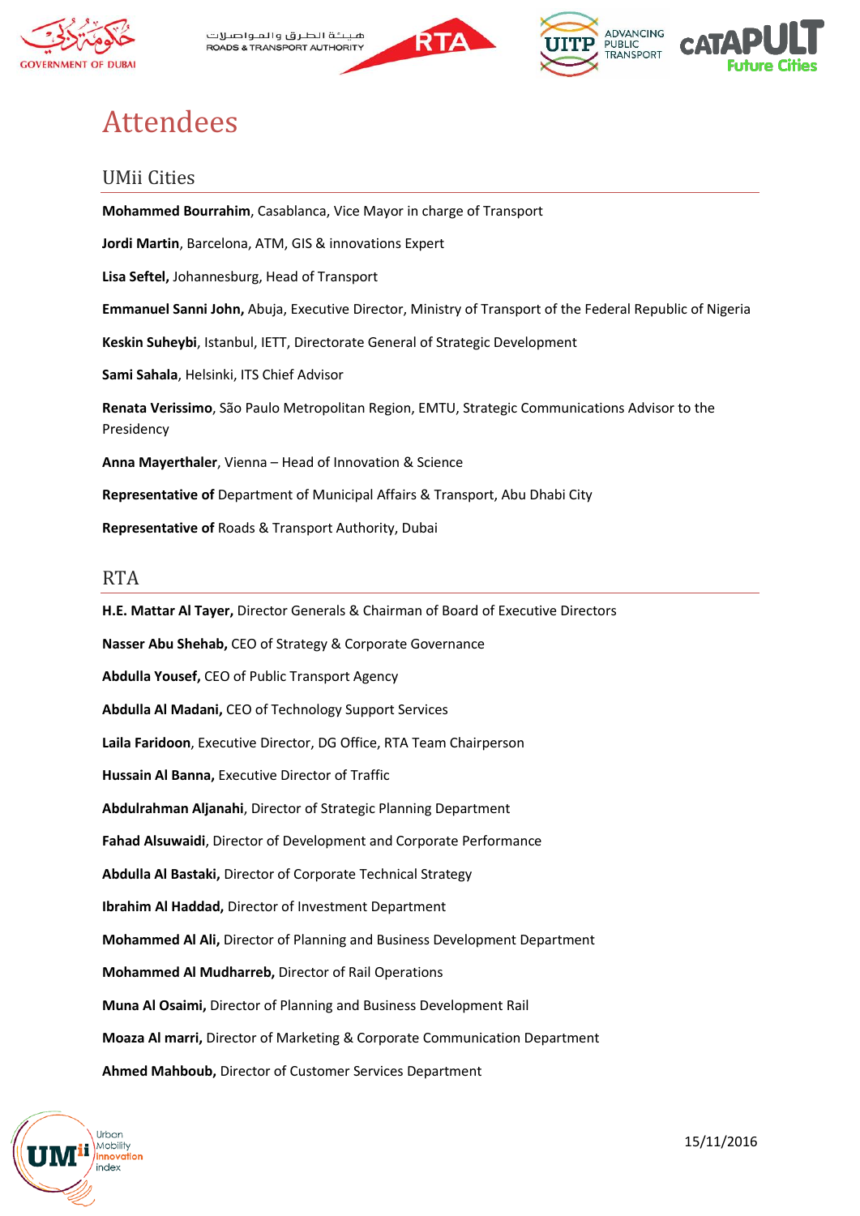# Attendees

## UMii Cities

**Mohammed Bourrahim**, Casablanca, Vice Mayor in charge of Transport

**Jordi Martin**, Barcelona, ATM, GIS & innovations Expert

**Lisa Seftel,** Johannesburg, Head of Transport

**Emmanuel Sanni John,** Abuja, Executive Director, Ministry of Transport of the Federal Republic of Nigeria

**Keskin Suheybi**, Istanbul, IETT, Directorate General of Strategic Development

**Sami Sahala**, Helsinki, ITS Chief Advisor

**Renata Verissimo**, São Paulo Metropolitan Region, EMTU, Strategic Communications Advisor to the Presidency

**Anna Mayerthaler**, Vienna – Head of Innovation & Science

**Representative of** Department of Municipal Affairs & Transport, Abu Dhabi City

**Representative of** Roads & Transport Authority, Dubai

## RTA

**H.E. Mattar Al Tayer,** Director Generals & Chairman of Board of Executive Directors

**Nasser Abu Shehab,** CEO of Strategy & Corporate Governance

**Abdulla Yousef,** CEO of Public Transport Agency

**Abdulla Al Madani,** CEO of Technology Support Services

**Laila Faridoon**, Executive Director, DG Office, RTA Team Chairperson

**Hussain Al Banna,** Executive Director of Traffic

**Abdulrahman Aljanahi**, Director of Strategic Planning Department

**Fahad Alsuwaidi**, Director of Development and Corporate Performance

**Abdulla Al Bastaki,** Director of Corporate Technical Strategy

**Ibrahim Al Haddad,** Director of Investment Department

**Mohammed Al Ali,** Director of Planning and Business Development Department

**Mohammed Al Mudharreb,** Director of Rail Operations

**Muna Al Osaimi,** Director of Planning and Business Development Rail

**Moaza Al marri,** Director of Marketing & Corporate Communication Department

**Ahmed Mahboub,** Director of Customer Services Department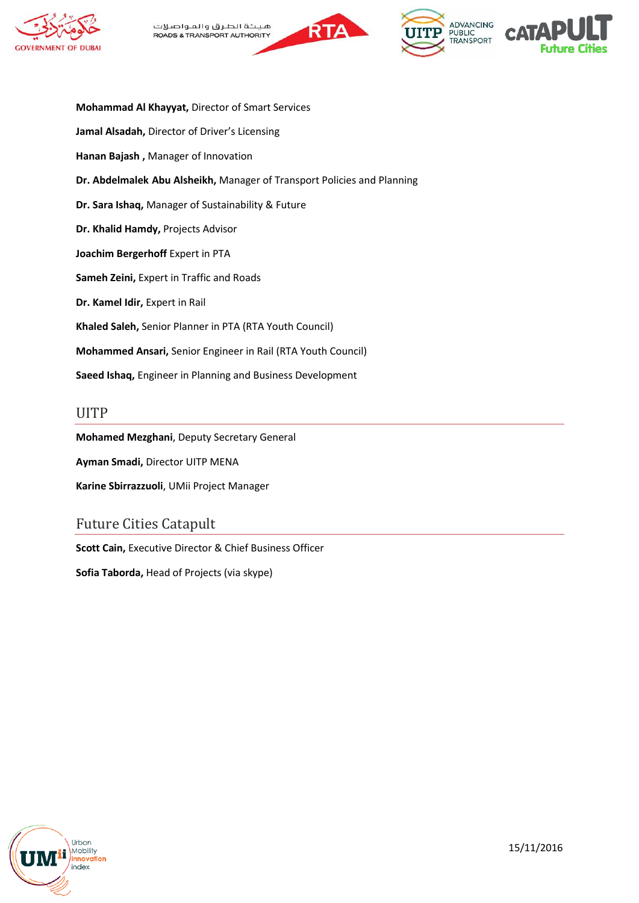**Mohammad Al Khayyat,** Director of Smart Services

**Jamal Alsadah,** Director of Driver's Licensing

**Hanan Bajash ,** Manager of Innovation

**Dr. Abdelmalek Abu Alsheikh,** Manager of Transport Policies and Planning

**Dr. Sara Ishaq,** Manager of Sustainability & Future

**Dr. Khalid Hamdy,** Projects Advisor

**Joachim Bergerhoff** Expert in PTA

**Sameh Zeini,** Expert in Traffic and Roads

**Dr. Kamel Idir,** Expert in Rail

**Khaled Saleh,** Senior Planner in PTA (RTA Youth Council)

**Mohammed Ansari,** Senior Engineer in Rail (RTA Youth Council)

**Saeed Ishaq,** Engineer in Planning and Business Development

## UITP

**Mohamed Mezghani**, Deputy Secretary General

**Ayman Smadi,** Director UITP MENA

**Karine Sbirrazzuoli**, UMii Project Manager

## Future Cities Catapult

**Scott Cain,** Executive Director & Chief Business Officer

**Sofia Taborda,** Head of Projects (via skype)

15/11/2016